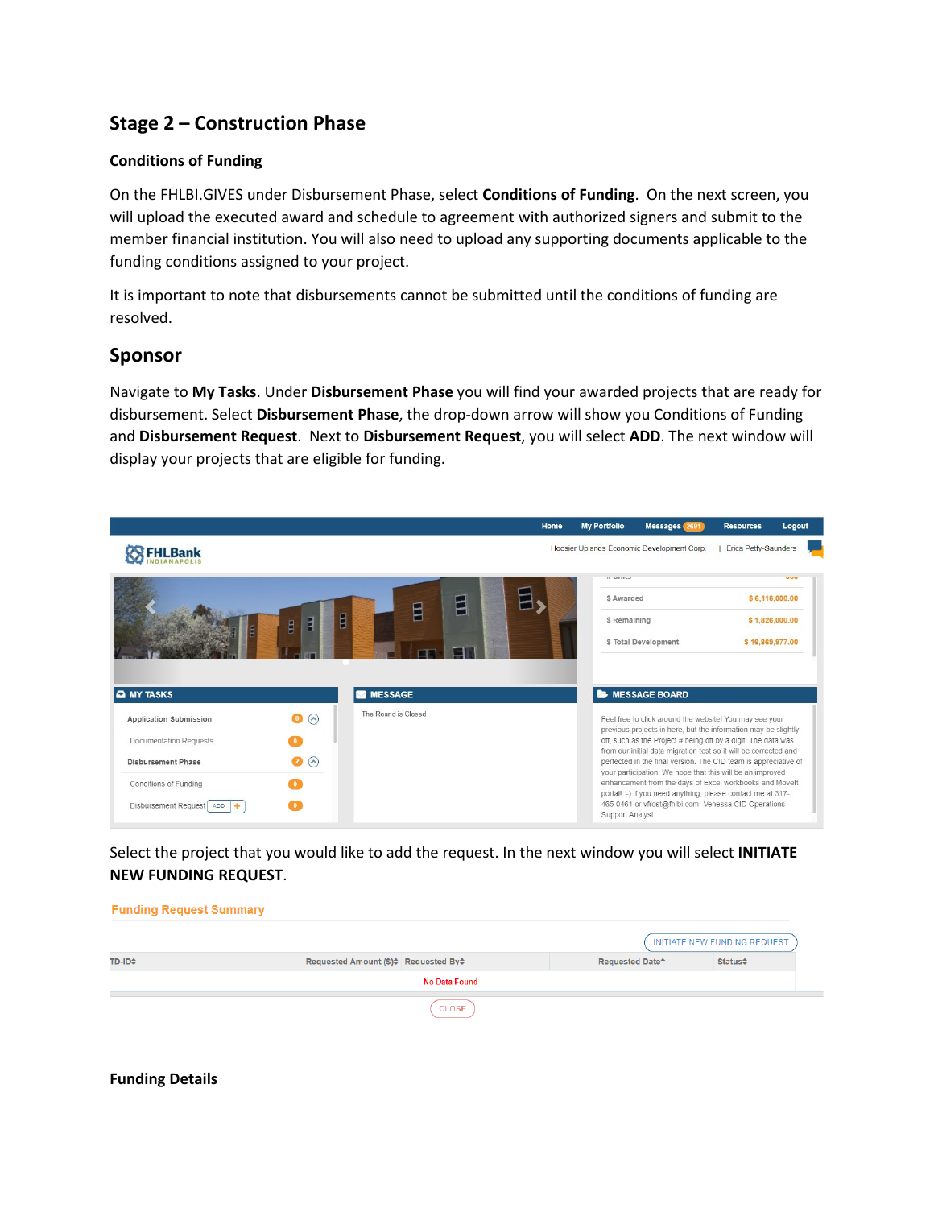## Stage 2 – Construction Phase

### Conditions of Funding

On the FHLBI.GIVES under Disbursement Phase, select **Conditions of Funding**. On the next screen, you will upload the executed award and schedule to agreement with authorized signers and submit to the member financial institution. You will also need to upload any supporting documents applicable to the funding conditions assigned to your project.

It is important to note that disbursements cannot be submitted until the conditions of funding are resolved.

## Sponsor

Navigate to **My Tasks**. Under **Disbursement Phase** you will find your awarded projects that are ready for disbursement. Select **Disbursement Phase**, the drop-down arrow will show you Conditions of Funding and **Disbursement Request**. Next to **Disbursement Request**, you will select **ADD**. The next window will display your projects that are eligible for funding.

Select the project that you would like to add the request. In the next window you will select **INITIATE NEW FUNDING REQUEST**.

### Funding Details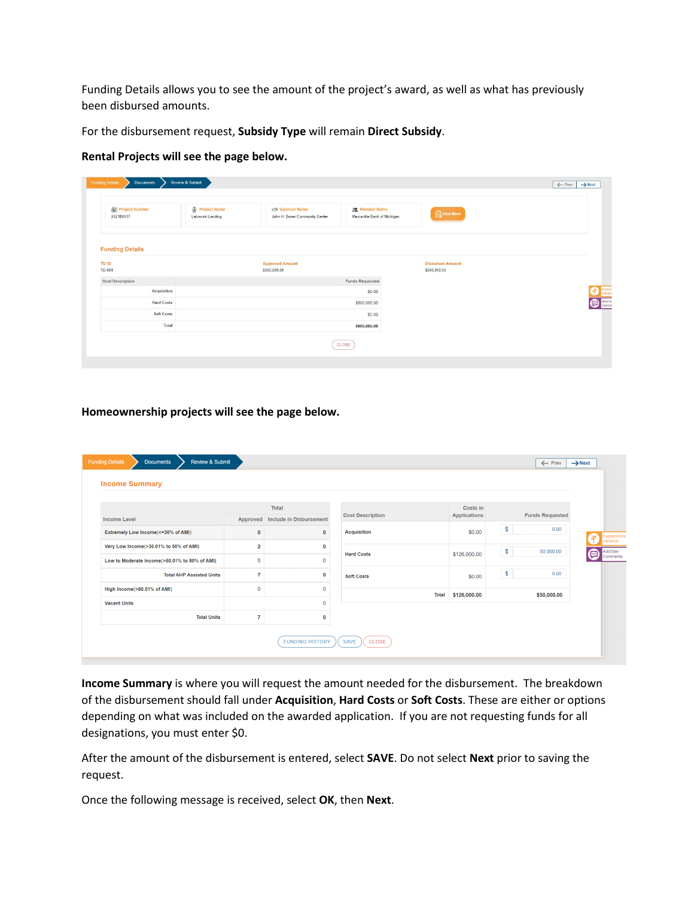Funding Details allows you to see the amount of the project's award, as well as what has previously been disbursed amounts.

For the disbursement request, **Subsidy Type** will remain **Direct Subsidy**.

**Rental Projects will see the page below.**

Funding Details | Documents | Review & Submit

Prev | Next

| Project Number | Project Name | Sponsor Name | Member Name |
|---|---|---|---|
| 2021E0617 | Lebowski Landing | John H. Boner Community Center | Mercantile Bank of Michigan |

View More

**Funding Details**

| TD ID | Approved Amount | Disbursed Amount |
|---|---|---|
| TD-001 | $500,000.00 | $500,000.00 |

| Cost Description | Funds Requested |
|---|---|
| Acquisition | $0.00 |
| Hard Costs | $500,000.00 |
| Soft Costs | $0.00 |
| Total | $500,000.00 |

CLOSE

**Homeownership projects will see the page below.**

Funding Details | Documents | Review & Submit

Prev | Next

**Income Summary**

| Income Level | Total Approved | Total Include in Disbursement |
|---|---|---|
| Extremely Low Income(<=30% of AMI) | 0 | 0 |
| Very Low Income(>30.01% to 50% of AMI) | 2 | 0 |
| Low to Moderate Income(>50.01% to 80% of AMI) | 5 | 0 |
| Total AHP Assisted Units | 7 | 0 |
| High Income(>80.01% of AMI) | 0 | 0 |
| Vacant Units | | 0 |
| Total Units | 7 | 0 |

| Cost Description | Costs in Applications | Funds Requested |
|---|---|---|
| Acquisition | $0.00 | $ 0.00 |
| Hard Costs | $126,000.00 | $ 50,000.00 |
| Soft Costs | $0.00 | $ 0.00 |
| Total | $126,000.00 | $50,000.00 |

Explain/View Variance

Add/See Comments

FUNDING HISTORY | SAVE | CLOSE

**Income Summary** is where you will request the amount needed for the disbursement. The breakdown of the disbursement should fall under **Acquisition**, **Hard Costs** or **Soft Costs**. These are either or options depending on what was included on the awarded application. If you are not requesting funds for all designations, you must enter $0.

After the amount of the disbursement is entered, select **SAVE**. Do not select **Next** prior to saving the request.

Once the following message is received, select **OK**, then **Next**.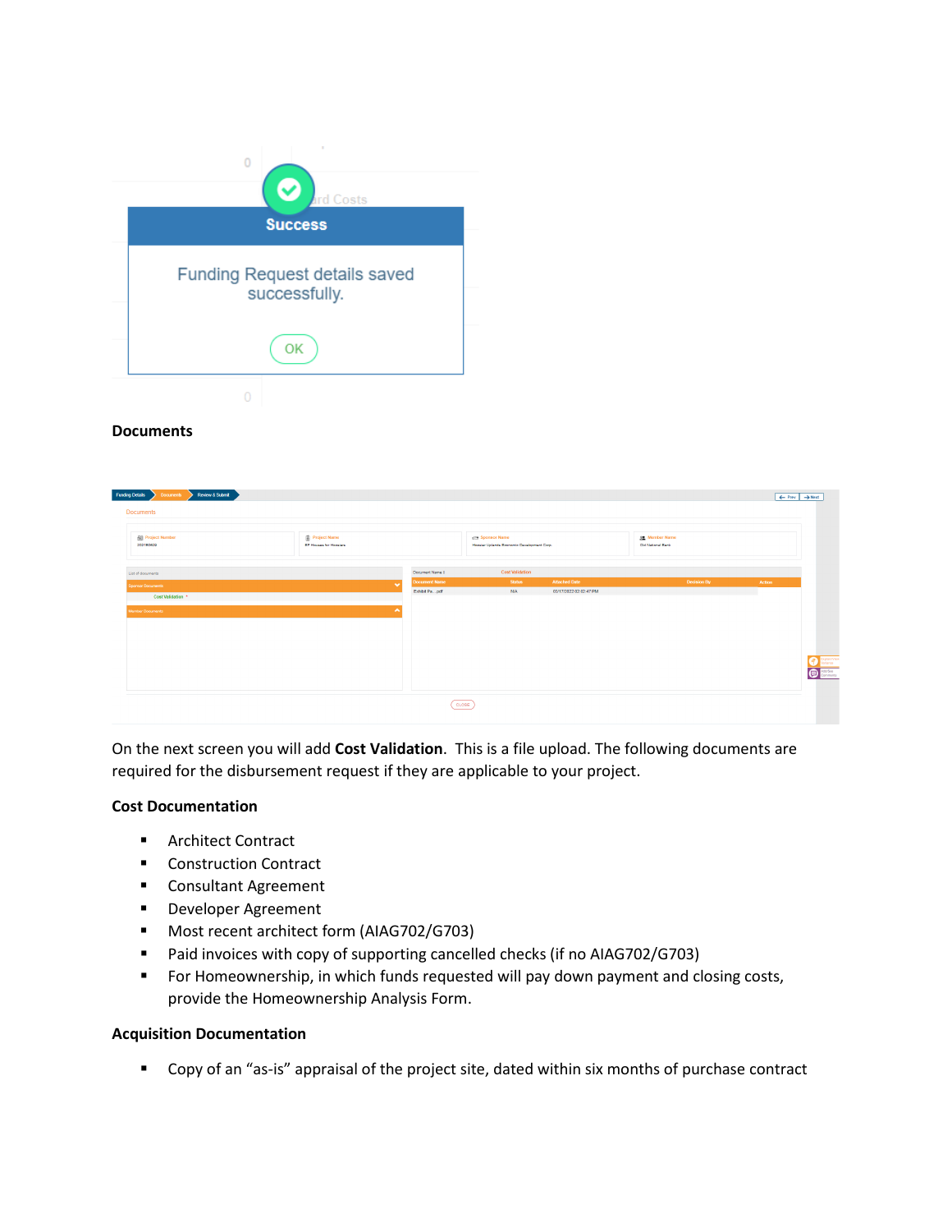## Documents

On the next screen you will add **Cost Validation**. This is a file upload. The following documents are required for the disbursement request if they are applicable to your project.

### Cost Documentation

- Architect Contract
- Construction Contract
- Consultant Agreement
- Developer Agreement
- Most recent architect form (AIAG702/G703)
- Paid invoices with copy of supporting cancelled checks (if no AIAG702/G703)
- For Homeownership, in which funds requested will pay down payment and closing costs, provide the Homeownership Analysis Form.

### Acquisition Documentation

- Copy of an "as-is" appraisal of the project site, dated within six months of purchase contract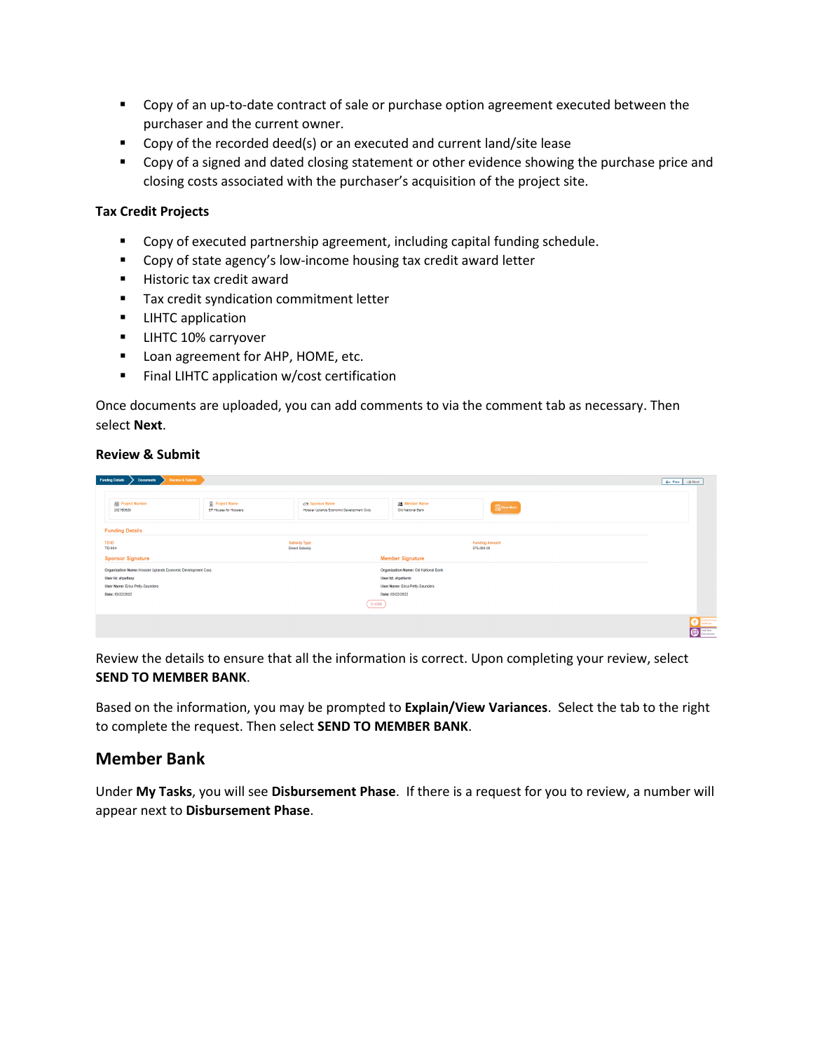- Copy of an up-to-date contract of sale or purchase option agreement executed between the purchaser and the current owner.
- Copy of the recorded deed(s) or an executed and current land/site lease
- Copy of a signed and dated closing statement or other evidence showing the purchase price and closing costs associated with the purchaser's acquisition of the project site.

**Tax Credit Projects**

- Copy of executed partnership agreement, including capital funding schedule.
- Copy of state agency's low-income housing tax credit award letter
- Historic tax credit award
- Tax credit syndication commitment letter
- LIHTC application
- LIHTC 10% carryover
- Loan agreement for AHP, HOME, etc.
- Final LIHTC application w/cost certification

Once documents are uploaded, you can add comments to via the comment tab as necessary. Then select **Next**.

**Review & Submit**

Review the details to ensure that all the information is correct. Upon completing your review, select **SEND TO MEMBER BANK**.

Based on the information, you may be prompted to **Explain/View Variances**. Select the tab to the right to complete the request. Then select **SEND TO MEMBER BANK**.

## Member Bank

Under **My Tasks**, you will see **Disbursement Phase**. If there is a request for you to review, a number will appear next to **Disbursement Phase**.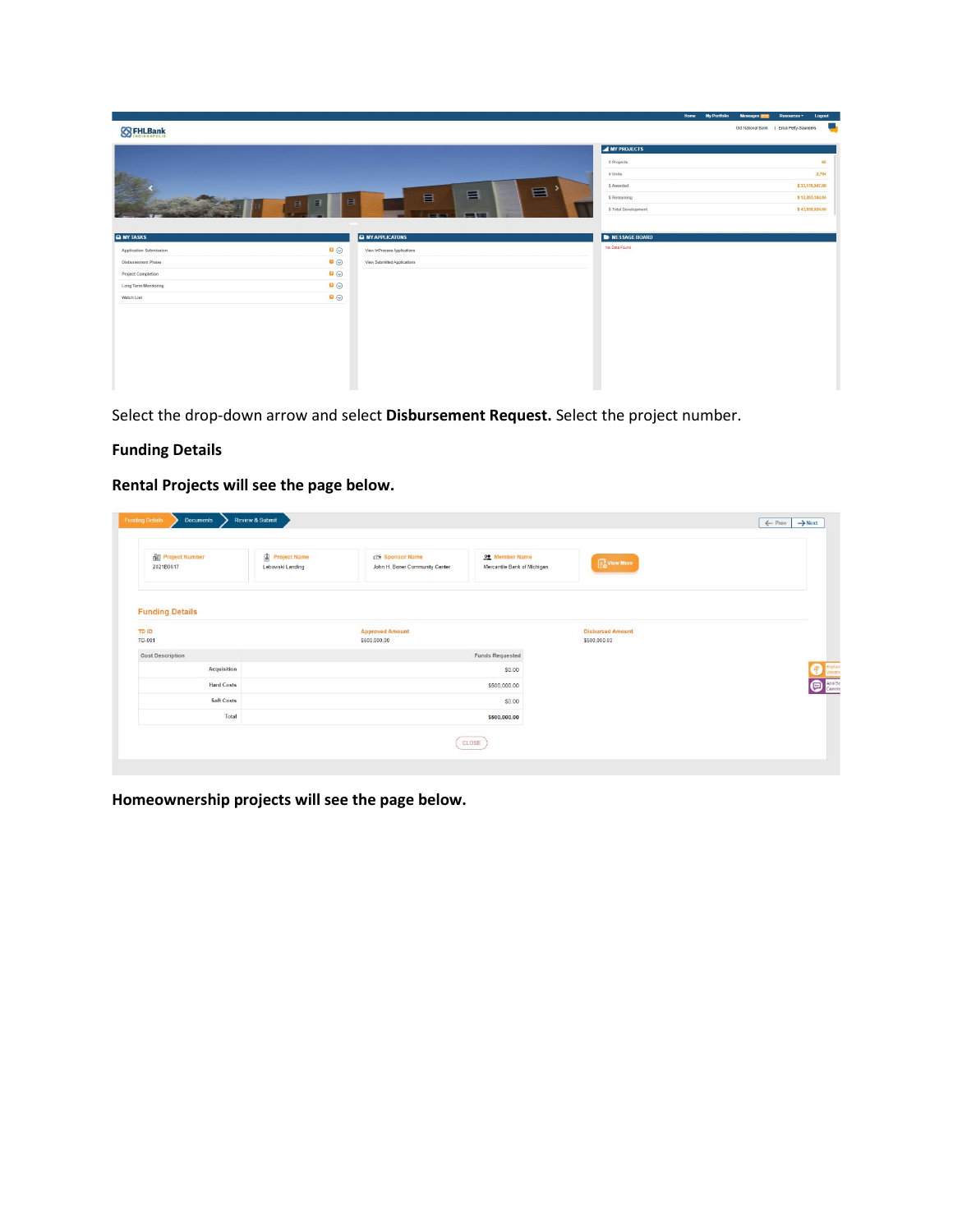Select the drop-down arrow and select **Disbursement Request.** Select the project number.

**Funding Details**

**Rental Projects will see the page below.**

**Homeownership projects will see the page below.**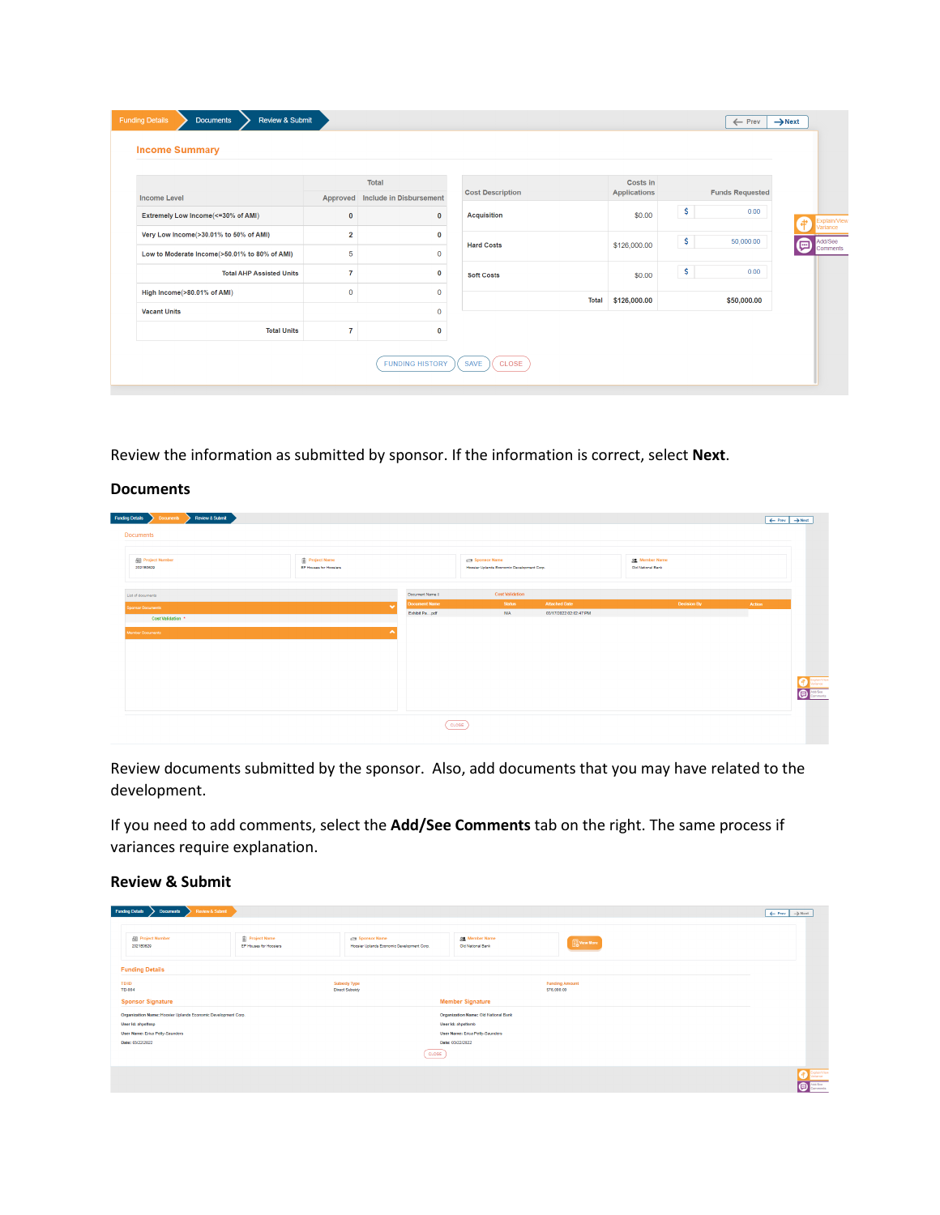Funding Details | Documents | Review & Submit

Prev | Next

Income Summary

| Income Level | Total Approved | Include in Disbursement |
|---|---|---|
| Extremely Low Income(<=30% of AMI) | 0 | 0 |
| Very Low Income(>30.01% to 50% of AMI) | 2 | 0 |
| Low to Moderate Income(>50.01% to 80% of AMI) | 5 | 0 |
| Total AHP Assisted Units | 7 | 0 |
| High Income(>80.01% of AMI) | 0 | 0 |
| Vacant Units | | 0 |
| Total Units | 7 | 0 |

| Cost Description | Costs in Applications | Funds Requested |
|---|---|---|
| Acquisition | $0.00 | $ 0.00 |
| Hard Costs | $126,000.00 | $ 50,000.00 |
| Soft Costs | $0.00 | $ 0.00 |
| Total | $126,000.00 | $50,000.00 |

FUNDING HISTORY | SAVE | CLOSE

Explain/View Variance

Add/See Comments

Review the information as submitted by sponsor. If the information is correct, select **Next**.

## Documents

Review documents submitted by the sponsor. Also, add documents that you may have related to the development.

If you need to add comments, select the **Add/See Comments** tab on the right. The same process if variances require explanation.

## Review & Submit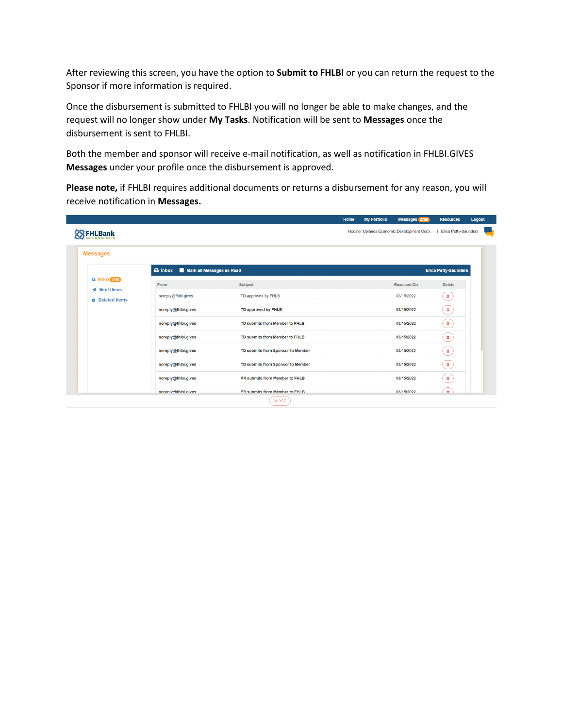After reviewing this screen, you have the option to **Submit to FHLBI** or you can return the request to the Sponsor if more information is required.

Once the disbursement is submitted to FHLBI you will no longer be able to make changes, and the request will no longer show under **My Tasks**. Notification will be sent to **Messages** once the disbursement is sent to FHLBI.

Both the member and sponsor will receive e-mail notification, as well as notification in FHLBI.GIVES **Messages** under your profile once the disbursement is approved.

**Please note,** if FHLBI requires additional documents or returns a disbursement for any reason, you will receive notification in **Messages.**